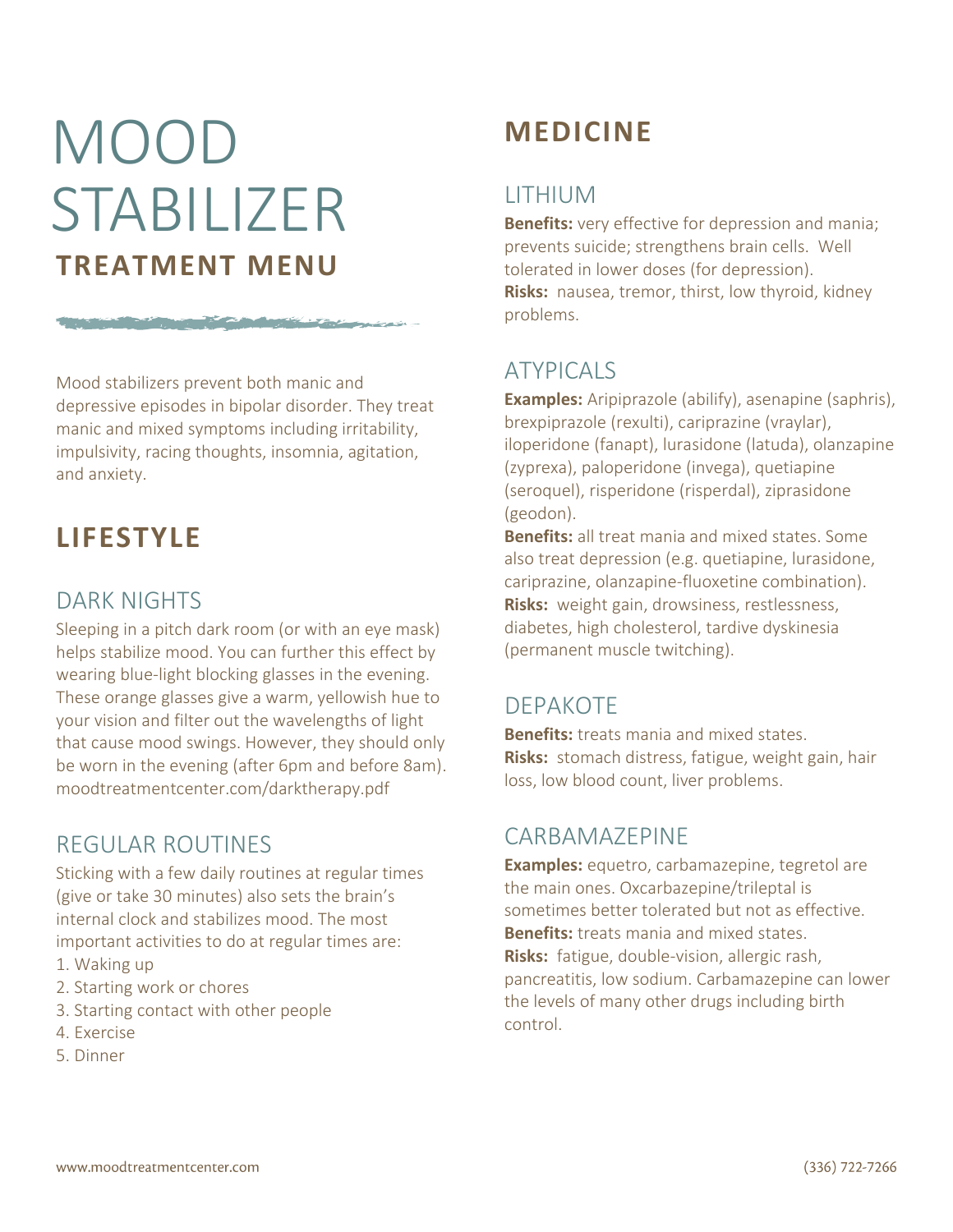// Page 1 of 2 — cleaned for readability
# MOOD STABILIZER
## TREATMENT MENU

Mood stabilizers prevent both manic and depressive episodes in bipolar disorder. They treat manic and mixed symptoms including irritability, impulsivity, racing thoughts, insomnia, agitation, and anxiety.

## LIFESTYLE

### DARK NIGHTS

Sleeping in a pitch dark room (or with an eye mask) helps stabilize mood. You can further this effect by wearing blue-light blocking glasses in the evening. These orange glasses give a warm, yellowish hue to your vision and filter out the wavelengths of light that cause mood swings. However, they should only be worn in the evening (after 6pm and before 8am). moodtreatmentcenter.com/darktherapy.pdf

### REGULAR ROUTINES

Sticking with a few daily routines at regular times (give or take 30 minutes) also sets the brain's internal clock and stabilizes mood. The most important activities to do at regular times are:

1. Waking up
2. Starting work or chores
3. Starting contact with other people
4. Exercise
5. Dinner

## MEDICINE

### LITHIUM

**Benefits:** very effective for depression and mania; prevents suicide; strengthens brain cells. Well tolerated in lower doses (for depression).
**Risks:** nausea, tremor, thirst, low thyroid, kidney problems.

### ATYPICALS

**Examples:** Aripiprazole (abilify), asenapine (saphris), brexpiprazole (rexulti), cariprazine (vraylar), iloperidone (fanapt), lurasidone (latuda), olanzapine (zyprexa), paloperidone (invega), quetiapine (seroquel), risperidone (risperdal), ziprasidone (geodon).
**Benefits:** all treat mania and mixed states. Some also treat depression (e.g. quetiapine, lurasidone, cariprazine, olanzapine-fluoxetine combination).
**Risks:** weight gain, drowsiness, restlessness, diabetes, high cholesterol, tardive dyskinesia (permanent muscle twitching).

### DEPAKOTE

**Benefits:** treats mania and mixed states.
**Risks:** stomach distress, fatigue, weight gain, hair loss, low blood count, liver problems.

### CARBAMAZEPINE

**Examples:** equetro, carbamazepine, tegretol are the main ones. Oxcarbazepine/trileptal is sometimes better tolerated but not as effective.
**Benefits:** treats mania and mixed states.
**Risks:** fatigue, double-vision, allergic rash, pancreatitis, low sodium. Carbamazepine can lower the levels of many other drugs including birth control.

www.moodtreatmentcenter.com (336) 722-7266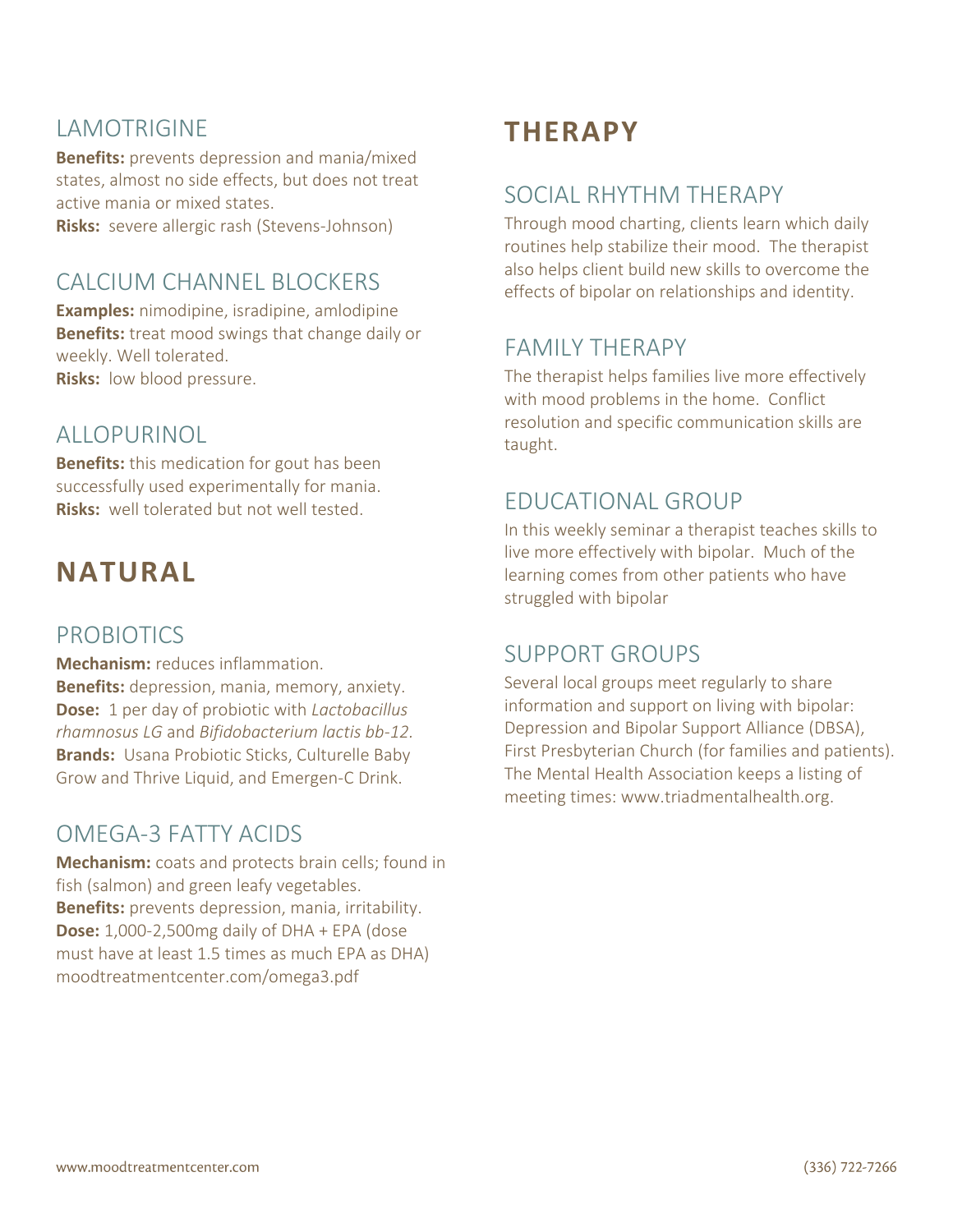### LAMOTRIGINE

**Benefits:** prevents depression and mania/mixed states, almost no side effects, but does not treat active mania or mixed states.
**Risks:** severe allergic rash (Stevens-Johnson)

### CALCIUM CHANNEL BLOCKERS

**Examples:** nimodipine, isradipine, amlodipine
**Benefits:** treat mood swings that change daily or weekly. Well tolerated.
**Risks:** low blood pressure.

### ALLOPURINOL

**Benefits:** this medication for gout has been successfully used experimentally for mania.
**Risks:** well tolerated but not well tested.

## NATURAL

### PROBIOTICS

**Mechanism:** reduces inflammation.
**Benefits:** depression, mania, memory, anxiety.
**Dose:** 1 per day of probiotic with *Lactobacillus rhamnosus LG* and *Bifidobacterium lactis bb-12*.
**Brands:** Usana Probiotic Sticks, Culturelle Baby Grow and Thrive Liquid, and Emergen-C Drink.

### OMEGA-3 FATTY ACIDS

**Mechanism:** coats and protects brain cells; found in fish (salmon) and green leafy vegetables.
**Benefits:** prevents depression, mania, irritability.
**Dose:** 1,000-2,500mg daily of DHA + EPA (dose must have at least 1.5 times as much EPA as DHA) moodtreatmentcenter.com/omega3.pdf

## THERAPY

### SOCIAL RHYTHM THERAPY

Through mood charting, clients learn which daily routines help stabilize their mood. The therapist also helps client build new skills to overcome the effects of bipolar on relationships and identity.

### FAMILY THERAPY

The therapist helps families live more effectively with mood problems in the home. Conflict resolution and specific communication skills are taught.

### EDUCATIONAL GROUP

In this weekly seminar a therapist teaches skills to live more effectively with bipolar. Much of the learning comes from other patients who have struggled with bipolar

### SUPPORT GROUPS

Several local groups meet regularly to share information and support on living with bipolar: Depression and Bipolar Support Alliance (DBSA), First Presbyterian Church (for families and patients). The Mental Health Association keeps a listing of meeting times: www.triadmentalhealth.org.